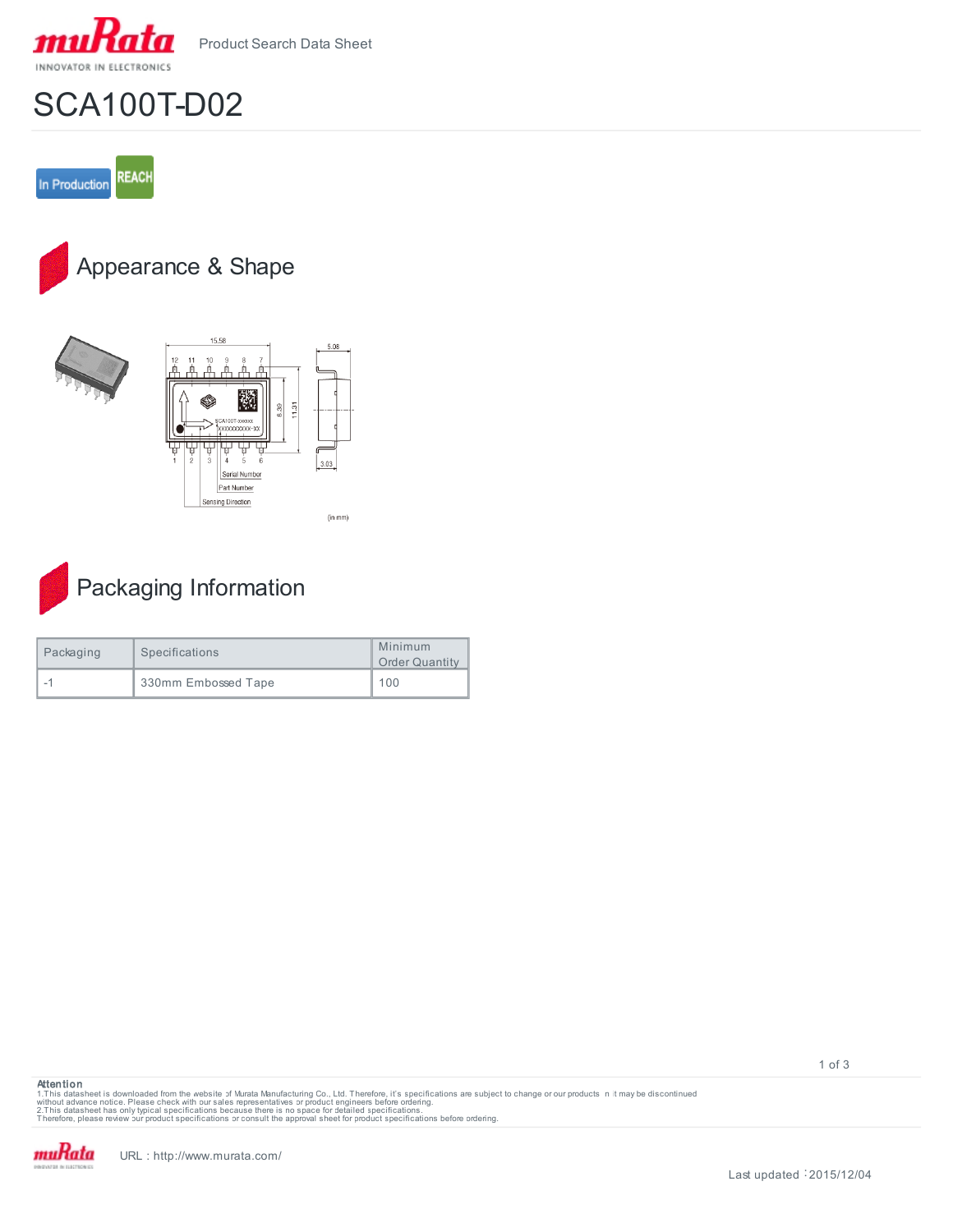# SCA100T-D02

In Production REACH

## Appearance & Shape

## Packaging Information

| Packaging | Specifications | Minimum Order Quantity |
| --- | --- | --- |
| -1 | 330mm Embossed Tape | 100 |

**Attention**

1.This datasheet is downloaded from the website of Murata Manufacturing Co., Ltd. Therefore, it's specifications are subject to change or our products in it may be discontinued without advance notice. Please check with our sales representatives or product engineers before ordering.

2.This datasheet has only typical specifications because there is no space for detailed specifications.

Therefore, please review our product specifications or consult the approval sheet for product specifications before ordering.

URL : http://www.murata.com/

Last updated : 2015/12/04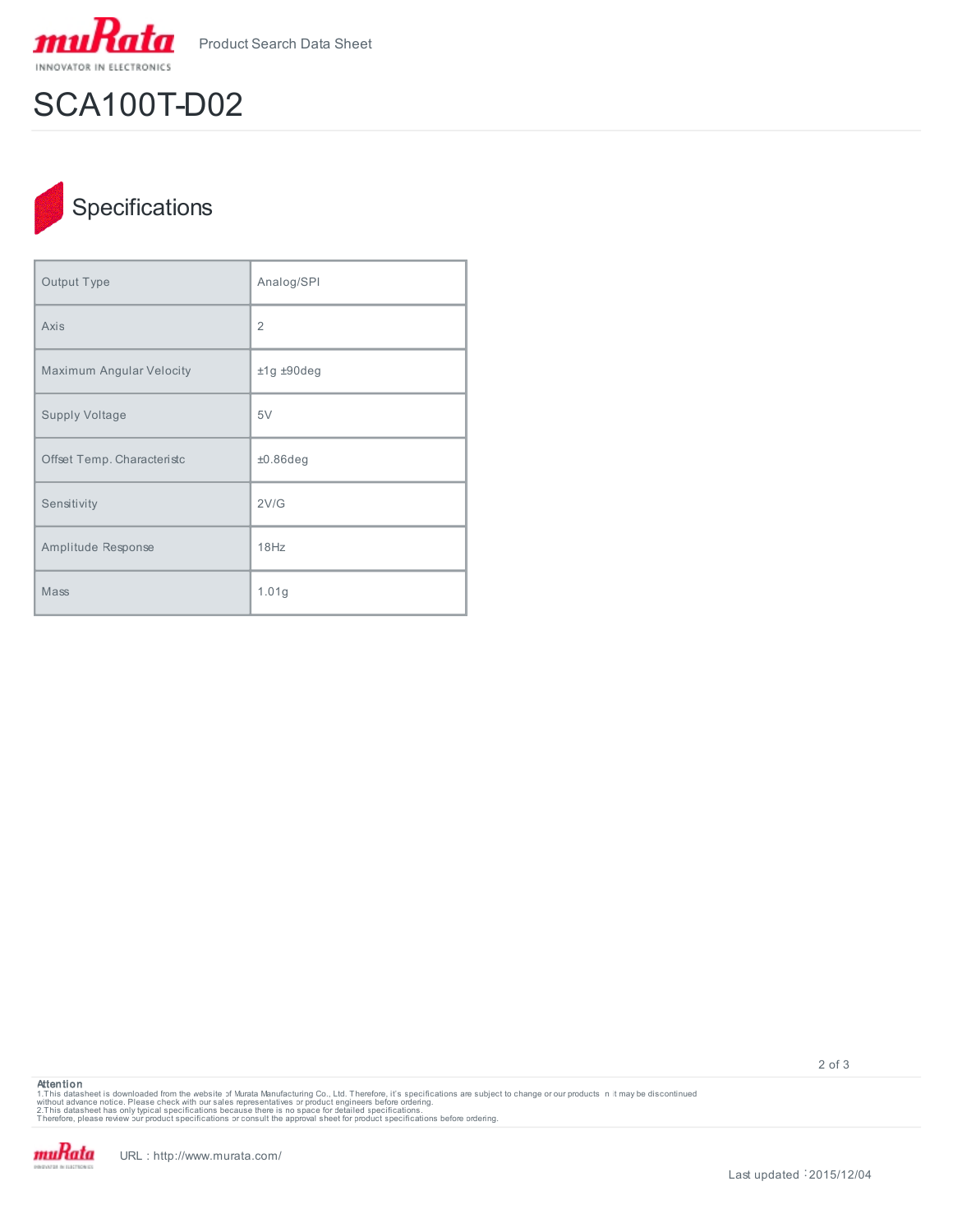# SCA100T-D02

## Specifications

| | |
|---|---|
| Output Type | Analog/SPI |
| Axis | 2 |
| Maximum Angular Velocity | ±1g ±90deg |
| Supply Voltage | 5V |
| Offset Temp. Characteristc | ±0.86deg |
| Sensitivity | 2V/G |
| Amplitude Response | 18Hz |
| Mass | 1.01g |

**Attention**
1.This datasheet is downloaded from the website of Murata Manufacturing Co., Ltd. Therefore, it's specifications are subject to change or our products in it may be discontinued without advance notice. Please check with our sales representatives or product engineers before ordering.
2.This datasheet has only typical specifications because there is no space for detailed specifications. Therefore, please review our product specifications or consult the approval sheet for product specifications before ordering.

URL : http://www.murata.com/

Last updated : 2015/12/04